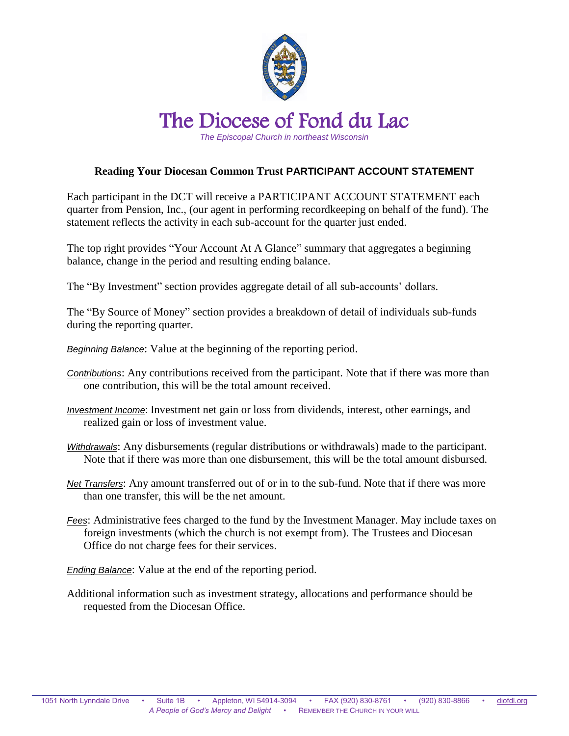# The Diocese of Fond du Lac

*The Episcopal Church in northeast Wisconsin*

## Reading Your Diocesan Common Trust PARTICIPANT ACCOUNT STATEMENT

Each participant in the DCT will receive a PARTICIPANT ACCOUNT STATEMENT each quarter from Pension, Inc., (our agent in performing recordkeeping on behalf of the fund). The statement reflects the activity in each sub-account for the quarter just ended.

The top right provides "Your Account At A Glance" summary that aggregates a beginning balance, change in the period and resulting ending balance.

The "By Investment" section provides aggregate detail of all sub-accounts' dollars.

The "By Source of Money" section provides a breakdown of detail of individuals sub-funds during the reporting quarter.

*Beginning Balance*: Value at the beginning of the reporting period.

*Contributions*: Any contributions received from the participant. Note that if there was more than one contribution, this will be the total amount received.

*Investment Income*: Investment net gain or loss from dividends, interest, other earnings, and realized gain or loss of investment value.

*Withdrawals*: Any disbursements (regular distributions or withdrawals) made to the participant. Note that if there was more than one disbursement, this will be the total amount disbursed.

*Net Transfers*: Any amount transferred out of or in to the sub-fund. Note that if there was more than one transfer, this will be the net amount.

*Fees*: Administrative fees charged to the fund by the Investment Manager. May include taxes on foreign investments (which the church is not exempt from). The Trustees and Diocesan Office do not charge fees for their services.

*Ending Balance*: Value at the end of the reporting period.

Additional information such as investment strategy, allocations and performance should be requested from the Diocesan Office.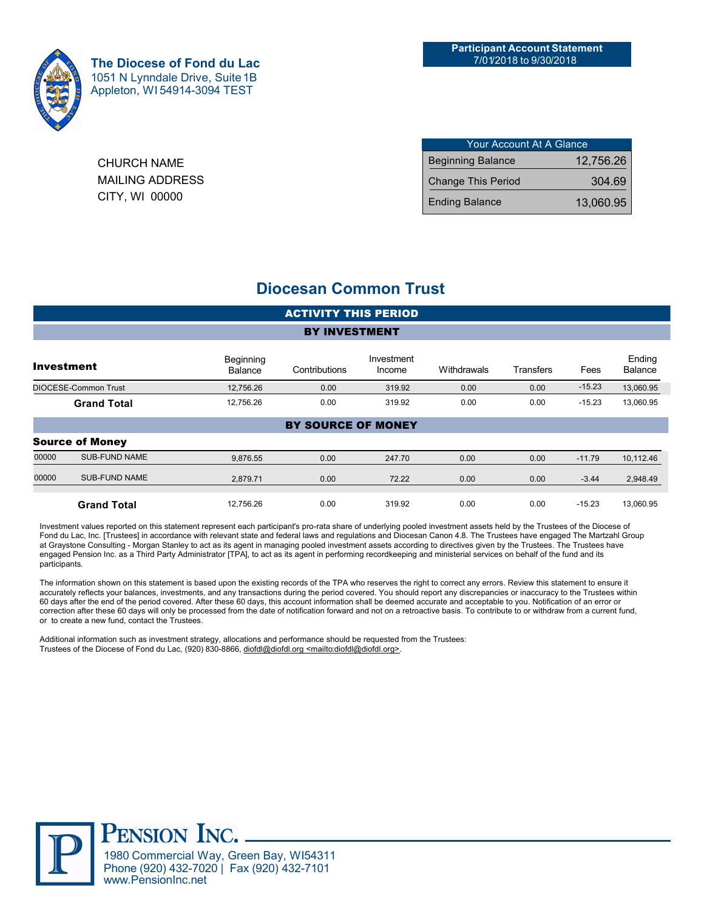**The Diocese of Fond du Lac**
1051 N Lynndale Drive, Suite 1B
Appleton, WI 54914-3094 TEST

**Participant Account Statement**
7/01/2018 to 9/30/2018

CHURCH NAME
MAILING ADDRESS
CITY, WI 00000

| Your Account At A Glance | |
|---|---|
| Beginning Balance | 12,756.26 |
| Change This Period | 304.69 |
| Ending Balance | 13,060.95 |

# Diocesan Common Trust

## ACTIVITY THIS PERIOD

### BY INVESTMENT

| Investment | Beginning Balance | Contributions | Investment Income | Withdrawals | Transfers | Fees | Ending Balance |
|---|---|---|---|---|---|---|---|
| DIOCESE-Common Trust | 12,756.26 | 0.00 | 319.92 | 0.00 | 0.00 | -15.23 | 13,060.95 |
| **Grand Total** | 12,756.26 | 0.00 | 319.92 | 0.00 | 0.00 | -15.23 | 13,060.95 |

### BY SOURCE OF MONEY

| Source of Money | | Beginning Balance | Contributions | Investment Income | Withdrawals | Transfers | Fees | Ending Balance |
|---|---|---|---|---|---|---|---|---|
| 00000 | SUB-FUND NAME | 9,876.55 | 0.00 | 247.70 | 0.00 | 0.00 | -11.79 | 10,112.46 |
| 00000 | SUB-FUND NAME | 2,879.71 | 0.00 | 72.22 | 0.00 | 0.00 | -3.44 | 2,948.49 |
| **Grand Total** | | 12,756.26 | 0.00 | 319.92 | 0.00 | 0.00 | -15.23 | 13,060.95 |

Investment values reported on this statement represent each participant's pro-rata share of underlying pooled investment assets held by the Trustees of the Diocese of Fond du Lac, Inc. [Trustees] in accordance with relevant state and federal laws and regulations and Diocesan Canon 4.8. The Trustees have engaged The Martzahl Group at Graystone Consulting - Morgan Stanley to act as its agent in managing pooled investment assets according to directives given by the Trustees. The Trustees have engaged Pension Inc. as a Third Party Administrator [TPA], to act as its agent in performing recordkeeping and ministerial services on behalf of the fund and its participants.

The information shown on this statement is based upon the existing records of the TPA who reserves the right to correct any errors. Review this statement to ensure it accurately reflects your balances, investments, and any transactions during the period covered. You should report any discrepancies or inaccuracy to the Trustees within 60 days after the end of the period covered. After these 60 days, this account information shall be deemed accurate and acceptable to you. Notification of an error or correction after these 60 days will only be processed from the date of notification forward and not on a retroactive basis. To contribute to or withdraw from a current fund, or to create a new fund, contact the Trustees.

Additional information such as investment strategy, allocations and performance should be requested from the Trustees:
Trustees of the Diocese of Fond du Lac, (920) 830-8866, diofdl@diofdl.org <mailto:diofdl@diofdl.org>.

**PENSION INC.**
1980 Commercial Way, Green Bay, WI54311
Phone (920) 432-7020 | Fax (920) 432-7101
www.PensionInc.net